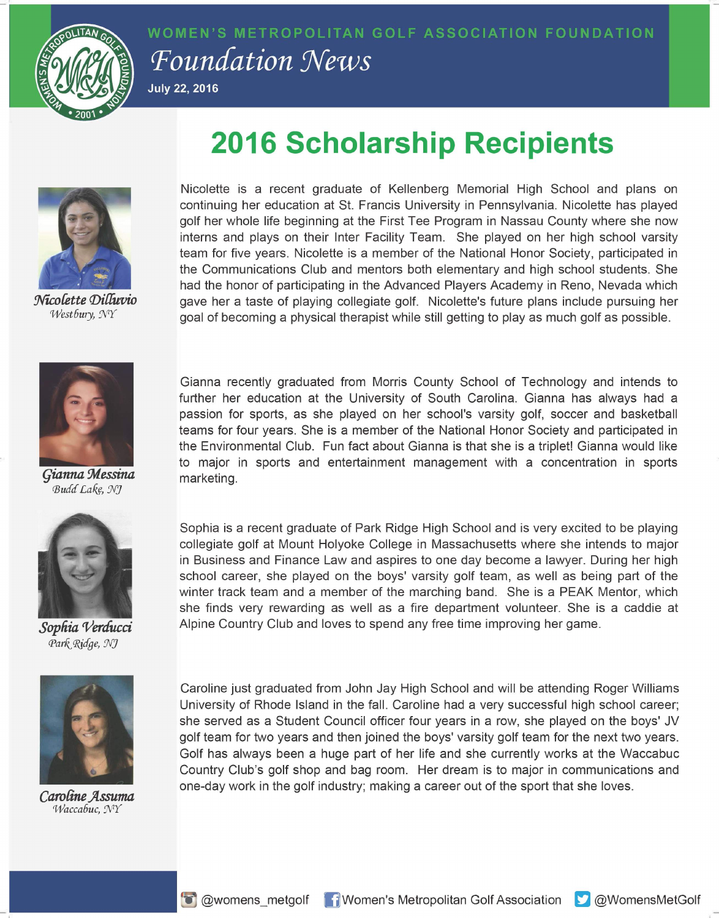WOMEN'S METROPOLITAN GOLF ASSOCIATION FOUNDATION

*Foundation News*

July 22, 2016

# 2016 Scholarship Recipients

***Nicolette DiIluvio***
*Westbury, NY*

Nicolette is a recent graduate of Kellenberg Memorial High School and plans on continuing her education at St. Francis University in Pennsylvania. Nicolette has played golf her whole life beginning at the First Tee Program in Nassau County where she now interns and plays on their Inter Facility Team. She played on her high school varsity team for five years. Nicolette is a member of the National Honor Society, participated in the Communications Club and mentors both elementary and high school students. She had the honor of participating in the Advanced Players Academy in Reno, Nevada which gave her a taste of playing collegiate golf. Nicolette's future plans include pursuing her goal of becoming a physical therapist while still getting to play as much golf as possible.

***Gianna Messina***
*Budd Lake, NJ*

Gianna recently graduated from Morris County School of Technology and intends to further her education at the University of South Carolina. Gianna has always had a passion for sports, as she played on her school's varsity golf, soccer and basketball teams for four years. She is a member of the National Honor Society and participated in the Environmental Club. Fun fact about Gianna is that she is a triplet! Gianna would like to major in sports and entertainment management with a concentration in sports marketing.

***Sophia Verducci***
*Park Ridge, NJ*

Sophia is a recent graduate of Park Ridge High School and is very excited to be playing collegiate golf at Mount Holyoke College in Massachusetts where she intends to major in Business and Finance Law and aspires to one day become a lawyer. During her high school career, she played on the boys' varsity golf team, as well as being part of the winter track team and a member of the marching band. She is a PEAK Mentor, which she finds very rewarding as well as a fire department volunteer. She is a caddie at Alpine Country Club and loves to spend any free time improving her game.

***Caroline Assuma***
*Waccabuc, NY*

Caroline just graduated from John Jay High School and will be attending Roger Williams University of Rhode Island in the fall. Caroline had a very successful high school career; she served as a Student Council officer four years in a row, she played on the boys' JV golf team for two years and then joined the boys' varsity golf team for the next two years. Golf has always been a huge part of her life and she currently works at the Waccabuc Country Club's golf shop and bag room. Her dream is to major in communications and one-day work in the golf industry; making a career out of the sport that she loves.

@womens_metgolf Women's Metropolitan Golf Association @WomensMetGolf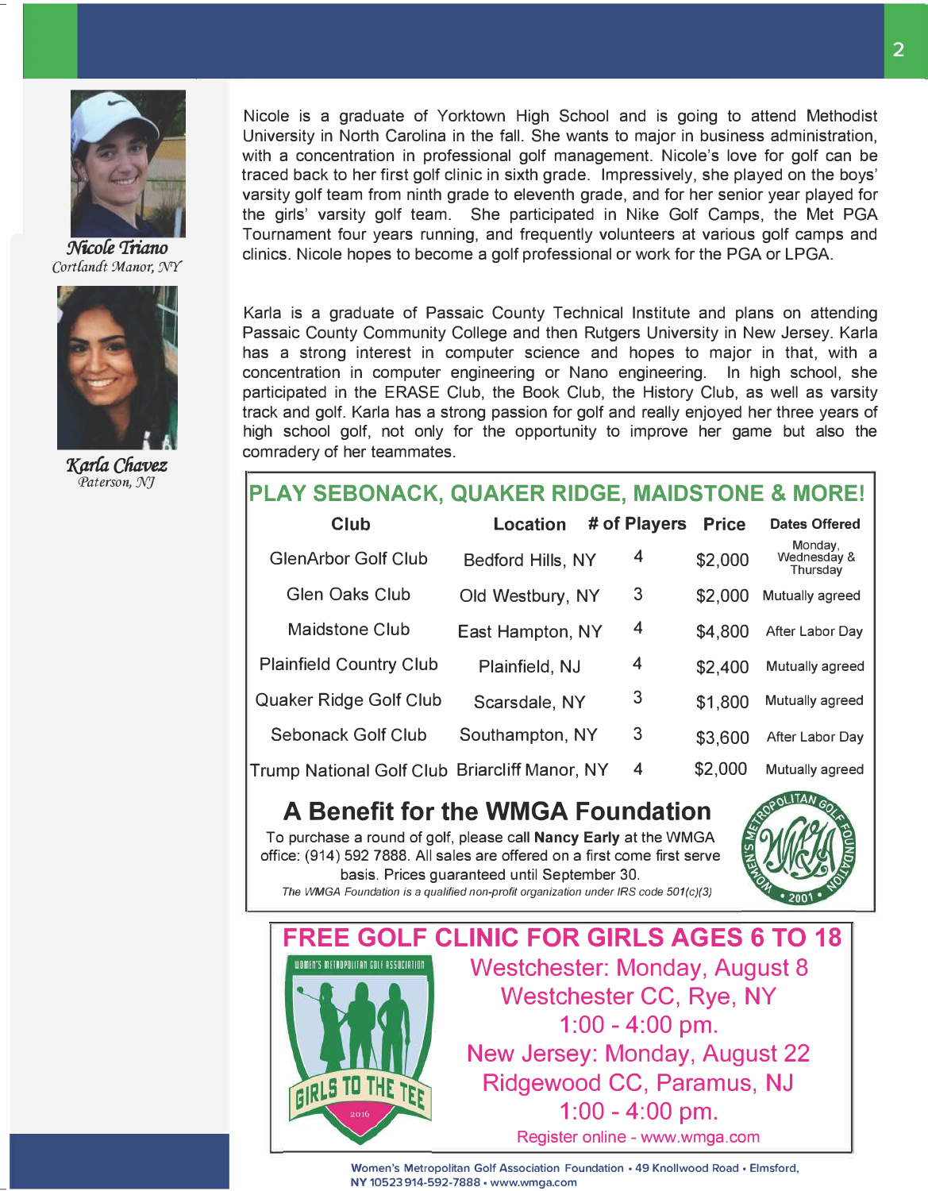*Nicole Triano*
*Cortlandt Manor, NY*

Nicole is a graduate of Yorktown High School and is going to attend Methodist University in North Carolina in the fall. She wants to major in business administration, with a concentration in professional golf management. Nicole's love for golf can be traced back to her first golf clinic in sixth grade. Impressively, she played on the boys' varsity golf team from ninth grade to eleventh grade, and for her senior year played for the girls' varsity golf team. She participated in Nike Golf Camps, the Met PGA Tournament four years running, and frequently volunteers at various golf camps and clinics. Nicole hopes to become a golf professional or work for the PGA or LPGA.

*Karla Chavez*
*Paterson, NJ*

Karla is a graduate of Passaic County Technical Institute and plans on attending Passaic County Community College and then Rutgers University in New Jersey. Karla has a strong interest in computer science and hopes to major in that, with a concentration in computer engineering or Nano engineering. In high school, she participated in the ERASE Club, the Book Club, the History Club, as well as varsity track and golf. Karla has a strong passion for golf and really enjoyed her three years of high school golf, not only for the opportunity to improve her game but also the comradery of her teammates.

## PLAY SEBONACK, QUAKER RIDGE, MAIDSTONE & MORE!

| Club | Location | # of Players | Price | Dates Offered |
|---|---|---|---|---|
| GlenArbor Golf Club | Bedford Hills, NY | 4 | $2,000 | Monday, Wednesday & Thursday |
| Glen Oaks Club | Old Westbury, NY | 3 | $2,000 | Mutually agreed |
| Maidstone Club | East Hampton, NY | 4 | $4,800 | After Labor Day |
| Plainfield Country Club | Plainfield, NJ | 4 | $2,400 | Mutually agreed |
| Quaker Ridge Golf Club | Scarsdale, NY | 3 | $1,800 | Mutually agreed |
| Sebonack Golf Club | Southampton, NY | 3 | $3,600 | After Labor Day |
| Trump National Golf Club | Briarcliff Manor, NY | 4 | $2,000 | Mutually agreed |

### A Benefit for the WMGA Foundation

To purchase a round of golf, please call **Nancy Early** at the WMGA office: (914) 592 7888. All sales are offered on a first come first serve basis. Prices guaranteed until September 30.

*The WMGA Foundation is a qualified non-profit organization under IRS code 501(c)(3)*

## FREE GOLF CLINIC FOR GIRLS AGES 6 TO 18

Westchester: Monday, August 8
Westchester CC, Rye, NY
1:00 - 4:00 pm.

New Jersey: Monday, August 22
Ridgewood CC, Paramus, NJ
1:00 - 4:00 pm.

Register online - www.wmga.com

Women's Metropolitan Golf Association Foundation • 49 Knollwood Road • Elmsford, NY 10523 914-592-7888 • www.wmga.com